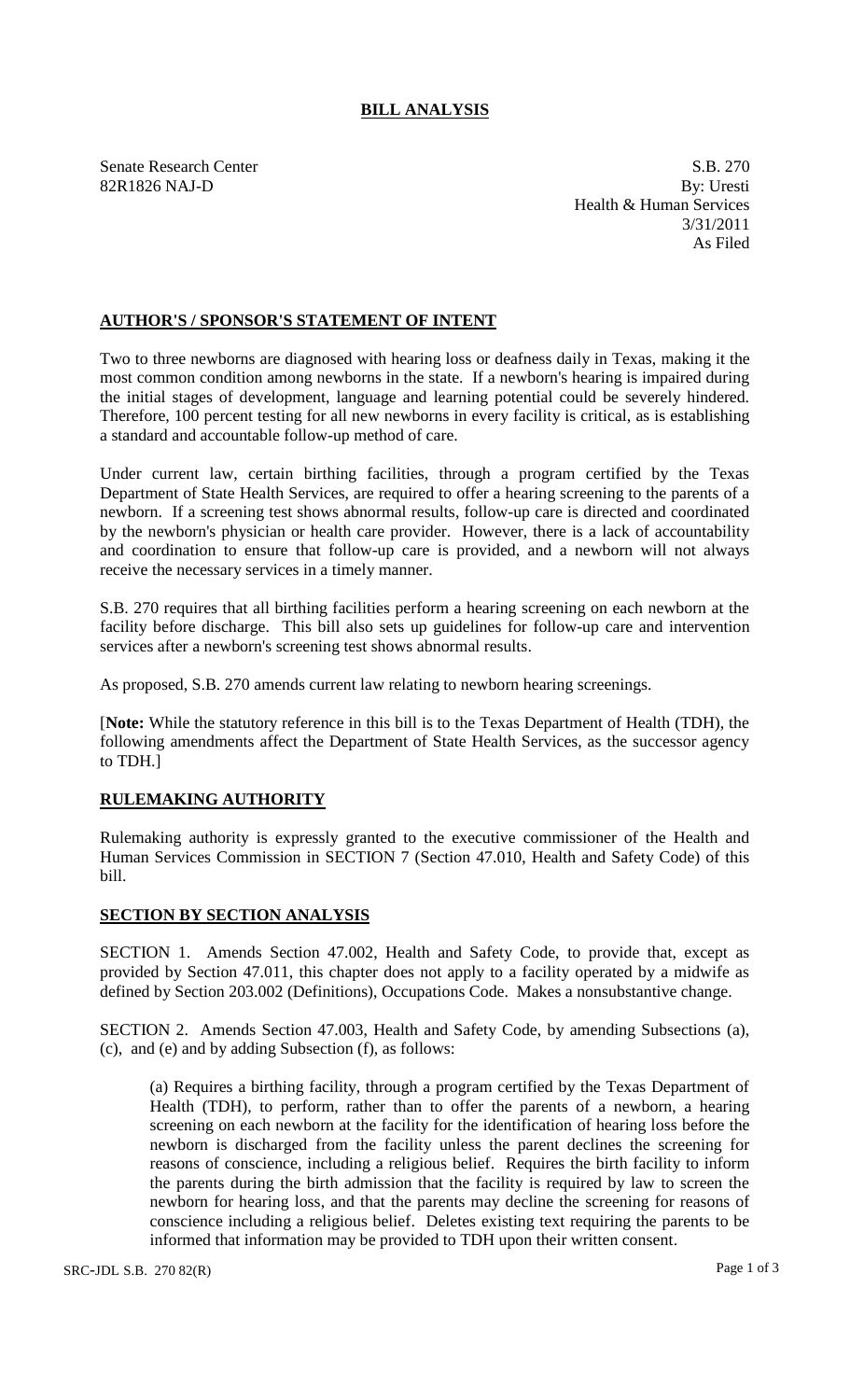# BILL ANALYSIS

Senate Research Center
82R1826 NAJ-D

S.B. 270
By: Uresti
Health & Human Services
3/31/2011
As Filed

## AUTHOR'S / SPONSOR'S STATEMENT OF INTENT

Two to three newborns are diagnosed with hearing loss or deafness daily in Texas, making it the most common condition among newborns in the state. If a newborn's hearing is impaired during the initial stages of development, language and learning potential could be severely hindered. Therefore, 100 percent testing for all new newborns in every facility is critical, as is establishing a standard and accountable follow-up method of care.

Under current law, certain birthing facilities, through a program certified by the Texas Department of State Health Services, are required to offer a hearing screening to the parents of a newborn. If a screening test shows abnormal results, follow-up care is directed and coordinated by the newborn's physician or health care provider. However, there is a lack of accountability and coordination to ensure that follow-up care is provided, and a newborn will not always receive the necessary services in a timely manner.

S.B. 270 requires that all birthing facilities perform a hearing screening on each newborn at the facility before discharge. This bill also sets up guidelines for follow-up care and intervention services after a newborn's screening test shows abnormal results.

As proposed, S.B. 270 amends current law relating to newborn hearing screenings.

[**Note:** While the statutory reference in this bill is to the Texas Department of Health (TDH), the following amendments affect the Department of State Health Services, as the successor agency to TDH.]

## RULEMAKING AUTHORITY

Rulemaking authority is expressly granted to the executive commissioner of the Health and Human Services Commission in SECTION 7 (Section 47.010, Health and Safety Code) of this bill.

## SECTION BY SECTION ANALYSIS

SECTION 1. Amends Section 47.002, Health and Safety Code, to provide that, except as provided by Section 47.011, this chapter does not apply to a facility operated by a midwife as defined by Section 203.002 (Definitions), Occupations Code. Makes a nonsubstantive change.

SECTION 2. Amends Section 47.003, Health and Safety Code, by amending Subsections (a), (c), and (e) and by adding Subsection (f), as follows:

(a) Requires a birthing facility, through a program certified by the Texas Department of Health (TDH), to perform, rather than to offer the parents of a newborn, a hearing screening on each newborn at the facility for the identification of hearing loss before the newborn is discharged from the facility unless the parent declines the screening for reasons of conscience, including a religious belief. Requires the birth facility to inform the parents during the birth admission that the facility is required by law to screen the newborn for hearing loss, and that the parents may decline the screening for reasons of conscience including a religious belief. Deletes existing text requiring the parents to be informed that information may be provided to TDH upon their written consent.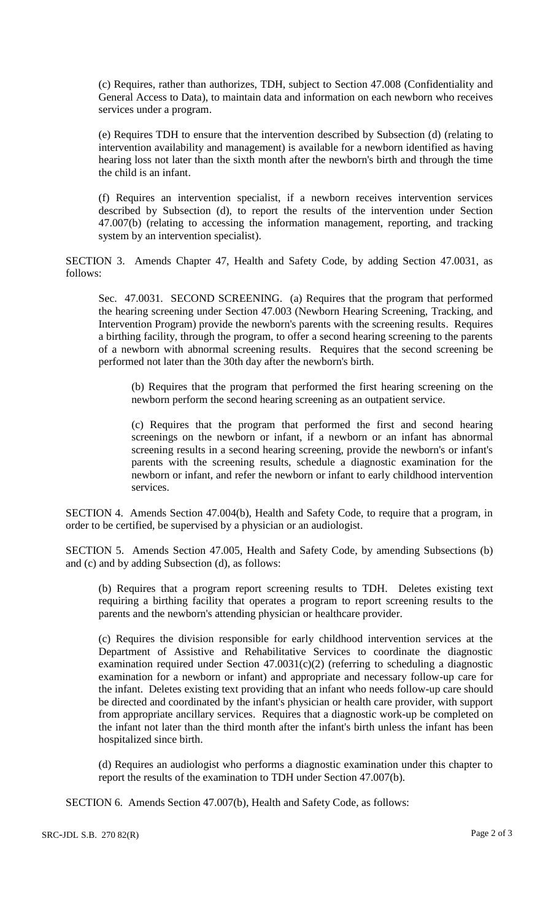(c) Requires, rather than authorizes, TDH, subject to Section 47.008 (Confidentiality and General Access to Data), to maintain data and information on each newborn who receives services under a program.

(e) Requires TDH to ensure that the intervention described by Subsection (d) (relating to intervention availability and management) is available for a newborn identified as having hearing loss not later than the sixth month after the newborn's birth and through the time the child is an infant.

(f) Requires an intervention specialist, if a newborn receives intervention services described by Subsection (d), to report the results of the intervention under Section 47.007(b) (relating to accessing the information management, reporting, and tracking system by an intervention specialist).

SECTION 3. Amends Chapter 47, Health and Safety Code, by adding Section 47.0031, as follows:

Sec. 47.0031. SECOND SCREENING. (a) Requires that the program that performed the hearing screening under Section 47.003 (Newborn Hearing Screening, Tracking, and Intervention Program) provide the newborn's parents with the screening results. Requires a birthing facility, through the program, to offer a second hearing screening to the parents of a newborn with abnormal screening results. Requires that the second screening be performed not later than the 30th day after the newborn's birth.

(b) Requires that the program that performed the first hearing screening on the newborn perform the second hearing screening as an outpatient service.

(c) Requires that the program that performed the first and second hearing screenings on the newborn or infant, if a newborn or an infant has abnormal screening results in a second hearing screening, provide the newborn's or infant's parents with the screening results, schedule a diagnostic examination for the newborn or infant, and refer the newborn or infant to early childhood intervention services.

SECTION 4. Amends Section 47.004(b), Health and Safety Code, to require that a program, in order to be certified, be supervised by a physician or an audiologist.

SECTION 5. Amends Section 47.005, Health and Safety Code, by amending Subsections (b) and (c) and by adding Subsection (d), as follows:

(b) Requires that a program report screening results to TDH. Deletes existing text requiring a birthing facility that operates a program to report screening results to the parents and the newborn's attending physician or healthcare provider.

(c) Requires the division responsible for early childhood intervention services at the Department of Assistive and Rehabilitative Services to coordinate the diagnostic examination required under Section 47.0031(c)(2) (referring to scheduling a diagnostic examination for a newborn or infant) and appropriate and necessary follow-up care for the infant. Deletes existing text providing that an infant who needs follow-up care should be directed and coordinated by the infant's physician or health care provider, with support from appropriate ancillary services. Requires that a diagnostic work-up be completed on the infant not later than the third month after the infant's birth unless the infant has been hospitalized since birth.

(d) Requires an audiologist who performs a diagnostic examination under this chapter to report the results of the examination to TDH under Section 47.007(b).

SECTION 6. Amends Section 47.007(b), Health and Safety Code, as follows: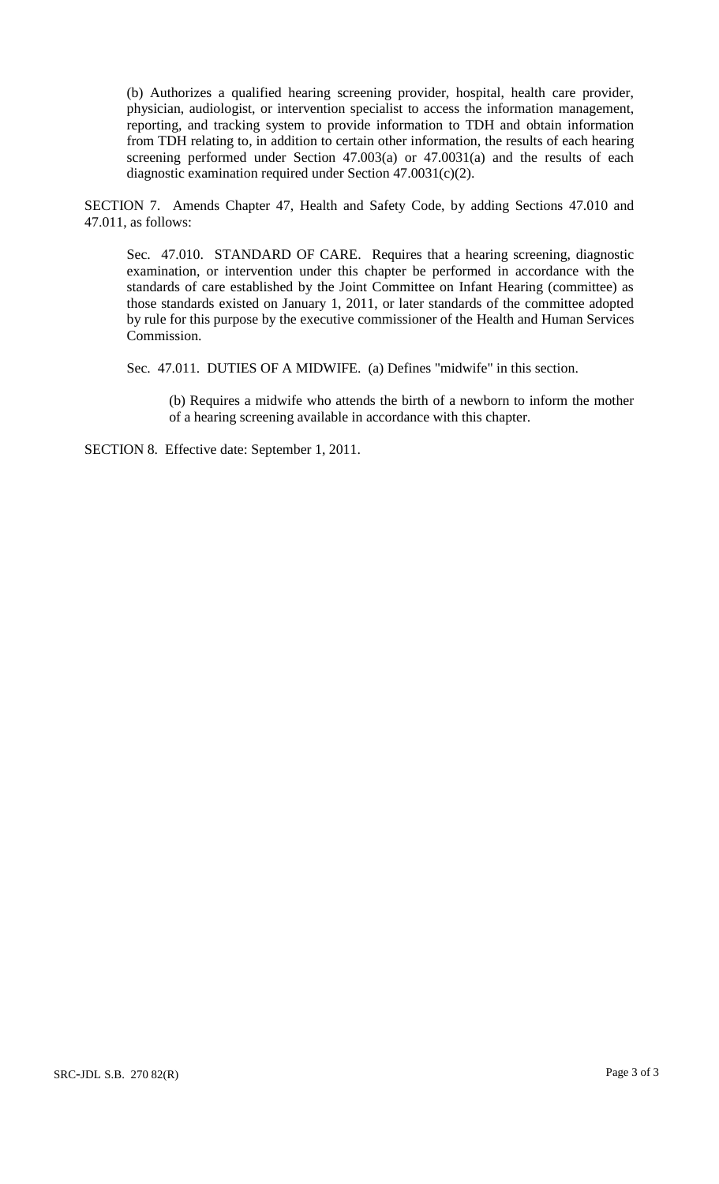(b) Authorizes a qualified hearing screening provider, hospital, health care provider, physician, audiologist, or intervention specialist to access the information management, reporting, and tracking system to provide information to TDH and obtain information from TDH relating to, in addition to certain other information, the results of each hearing screening performed under Section 47.003(a) or 47.0031(a) and the results of each diagnostic examination required under Section 47.0031(c)(2).

SECTION 7. Amends Chapter 47, Health and Safety Code, by adding Sections 47.010 and 47.011, as follows:

Sec. 47.010. STANDARD OF CARE. Requires that a hearing screening, diagnostic examination, or intervention under this chapter be performed in accordance with the standards of care established by the Joint Committee on Infant Hearing (committee) as those standards existed on January 1, 2011, or later standards of the committee adopted by rule for this purpose by the executive commissioner of the Health and Human Services Commission.

Sec. 47.011. DUTIES OF A MIDWIFE. (a) Defines "midwife" in this section.

(b) Requires a midwife who attends the birth of a newborn to inform the mother of a hearing screening available in accordance with this chapter.

SECTION 8. Effective date: September 1, 2011.

SRC-JDL S.B. 270 82(R)